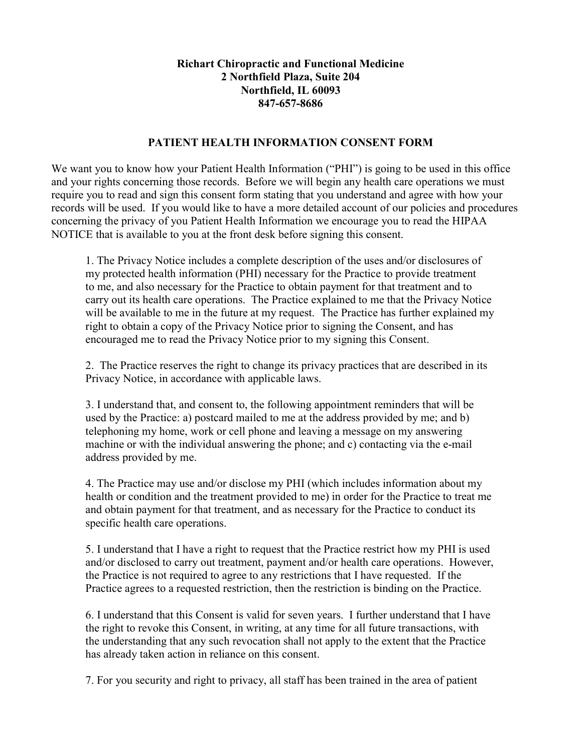**Richart Chiropractic and Functional Medicine**
**2 Northfield Plaza, Suite 204**
**Northfield, IL 60093**
**847-657-8686**

## PATIENT HEALTH INFORMATION CONSENT FORM

We want you to know how your Patient Health Information ("PHI") is going to be used in this office and your rights concerning those records. Before we will begin any health care operations we must require you to read and sign this consent form stating that you understand and agree with how your records will be used. If you would like to have a more detailed account of our policies and procedures concerning the privacy of you Patient Health Information we encourage you to read the HIPAA NOTICE that is available to you at the front desk before signing this consent.

1. The Privacy Notice includes a complete description of the uses and/or disclosures of my protected health information (PHI) necessary for the Practice to provide treatment to me, and also necessary for the Practice to obtain payment for that treatment and to carry out its health care operations. The Practice explained to me that the Privacy Notice will be available to me in the future at my request. The Practice has further explained my right to obtain a copy of the Privacy Notice prior to signing the Consent, and has encouraged me to read the Privacy Notice prior to my signing this Consent.

2. The Practice reserves the right to change its privacy practices that are described in its Privacy Notice, in accordance with applicable laws.

3. I understand that, and consent to, the following appointment reminders that will be used by the Practice: a) postcard mailed to me at the address provided by me; and b) telephoning my home, work or cell phone and leaving a message on my answering machine or with the individual answering the phone; and c) contacting via the e-mail address provided by me.

4. The Practice may use and/or disclose my PHI (which includes information about my health or condition and the treatment provided to me) in order for the Practice to treat me and obtain payment for that treatment, and as necessary for the Practice to conduct its specific health care operations.

5. I understand that I have a right to request that the Practice restrict how my PHI is used and/or disclosed to carry out treatment, payment and/or health care operations. However, the Practice is not required to agree to any restrictions that I have requested. If the Practice agrees to a requested restriction, then the restriction is binding on the Practice.

6. I understand that this Consent is valid for seven years. I further understand that I have the right to revoke this Consent, in writing, at any time for all future transactions, with the understanding that any such revocation shall not apply to the extent that the Practice has already taken action in reliance on this consent.

7. For you security and right to privacy, all staff has been trained in the area of patient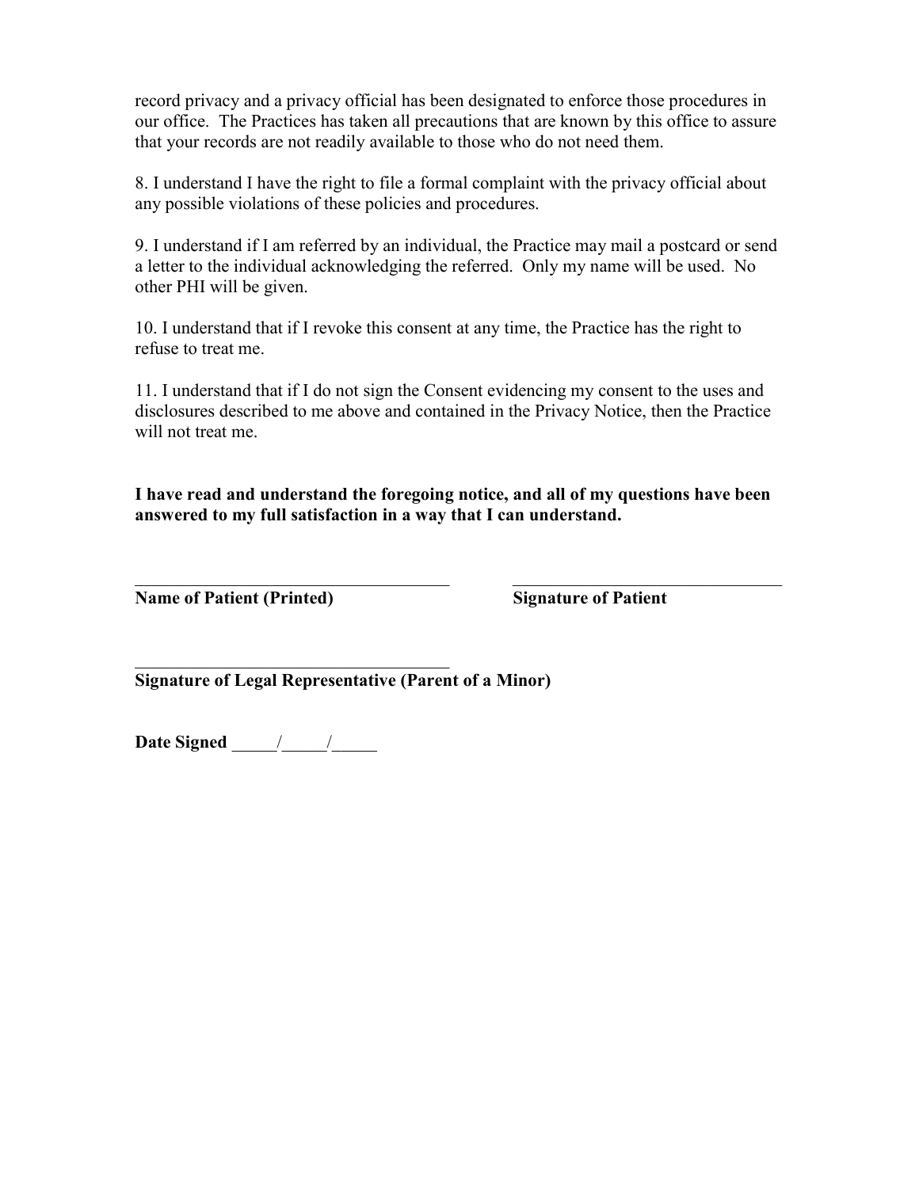record privacy and a privacy official has been designated to enforce those procedures in our office. The Practices has taken all precautions that are known by this office to assure that your records are not readily available to those who do not need them.

8. I understand I have the right to file a formal complaint with the privacy official about any possible violations of these policies and procedures.

9. I understand if I am referred by an individual, the Practice may mail a postcard or send a letter to the individual acknowledging the referred. Only my name will be used. No other PHI will be given.

10. I understand that if I revoke this consent at any time, the Practice has the right to refuse to treat me.

11. I understand that if I do not sign the Consent evidencing my consent to the uses and disclosures described to me above and contained in the Privacy Notice, then the Practice will not treat me.

**I have read and understand the foregoing notice, and all of my questions have been answered to my full satisfaction in a way that I can understand.**

\_\_\_\_\_\_\_\_\_\_\_\_\_\_\_\_\_\_\_\_\_\_\_\_\_\_\_\_\_\_\_\_\_\_\_\_\_ \_\_\_\_\_\_\_\_\_\_\_\_\_\_\_\_\_\_\_\_\_\_\_\_\_\_\_\_\_\_\_\_
**Name of Patient (Printed)** **Signature of Patient**

\_\_\_\_\_\_\_\_\_\_\_\_\_\_\_\_\_\_\_\_\_\_\_\_\_\_\_\_\_\_\_\_\_\_\_\_\_
**Signature of Legal Representative (Parent of a Minor)**

**Date Signed** \_\_\_\_\_/\_\_\_\_\_/\_\_\_\_\_